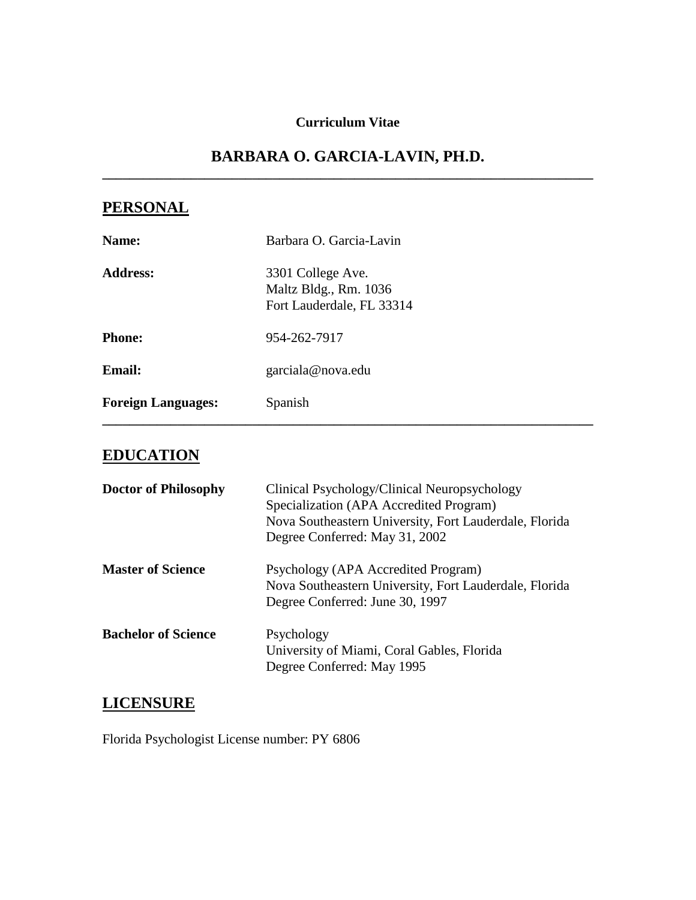**Curriculum Vitae**

# BARBARA O. GARCIA-LAVIN, PH.D.

---

## PERSONAL

| | |
|---|---|
| **Name:** | Barbara O. Garcia-Lavin |
| **Address:** | 3301 College Ave.<br>Maltz Bldg., Rm. 1036<br>Fort Lauderdale, FL 33314 |
| **Phone:** | 954-262-7917 |
| **Email:** | garciala@nova.edu |
| **Foreign Languages:** | Spanish |

---

## EDUCATION

| | |
|---|---|
| **Doctor of Philosophy** | Clinical Psychology/Clinical Neuropsychology Specialization (APA Accredited Program)<br>Nova Southeastern University, Fort Lauderdale, Florida<br>Degree Conferred: May 31, 2002 |
| **Master of Science** | Psychology (APA Accredited Program)<br>Nova Southeastern University, Fort Lauderdale, Florida<br>Degree Conferred: June 30, 1997 |
| **Bachelor of Science** | Psychology<br>University of Miami, Coral Gables, Florida<br>Degree Conferred: May 1995 |

## LICENSURE

Florida Psychologist License number: PY 6806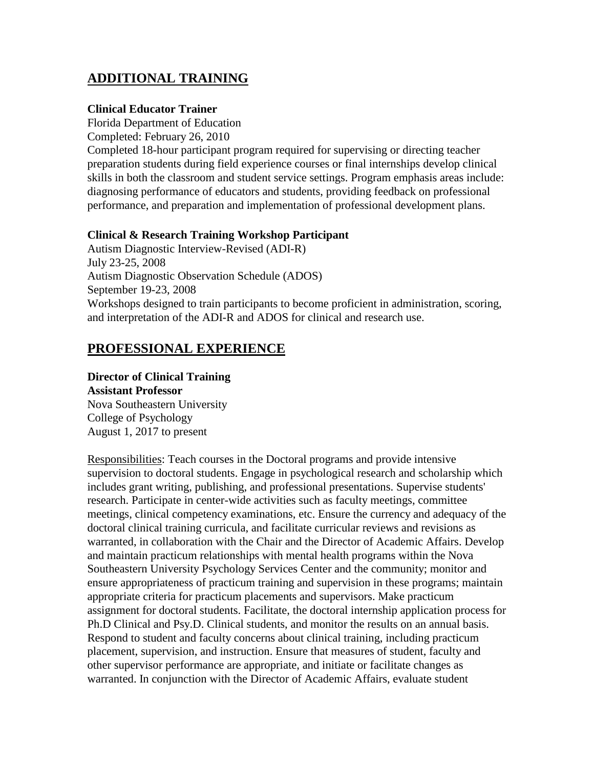## ADDITIONAL TRAINING

**Clinical Educator Trainer**
Florida Department of Education
Completed: February 26, 2010
Completed 18-hour participant program required for supervising or directing teacher preparation students during field experience courses or final internships develop clinical skills in both the classroom and student service settings. Program emphasis areas include: diagnosing performance of educators and students, providing feedback on professional performance, and preparation and implementation of professional development plans.

**Clinical & Research Training Workshop Participant**
Autism Diagnostic Interview-Revised (ADI-R)
July 23-25, 2008
Autism Diagnostic Observation Schedule (ADOS)
September 19-23, 2008
Workshops designed to train participants to become proficient in administration, scoring, and interpretation of the ADI-R and ADOS for clinical and research use.

## PROFESSIONAL EXPERIENCE

**Director of Clinical Training**
**Assistant Professor**
Nova Southeastern University
College of Psychology
August 1, 2017 to present

Responsibilities: Teach courses in the Doctoral programs and provide intensive supervision to doctoral students. Engage in psychological research and scholarship which includes grant writing, publishing, and professional presentations. Supervise students' research. Participate in center-wide activities such as faculty meetings, committee meetings, clinical competency examinations, etc. Ensure the currency and adequacy of the doctoral clinical training curricula, and facilitate curricular reviews and revisions as warranted, in collaboration with the Chair and the Director of Academic Affairs. Develop and maintain practicum relationships with mental health programs within the Nova Southeastern University Psychology Services Center and the community; monitor and ensure appropriateness of practicum training and supervision in these programs; maintain appropriate criteria for practicum placements and supervisors. Make practicum assignment for doctoral students. Facilitate, the doctoral internship application process for Ph.D Clinical and Psy.D. Clinical students, and monitor the results on an annual basis. Respond to student and faculty concerns about clinical training, including practicum placement, supervision, and instruction. Ensure that measures of student, faculty and other supervisor performance are appropriate, and initiate or facilitate changes as warranted. In conjunction with the Director of Academic Affairs, evaluate student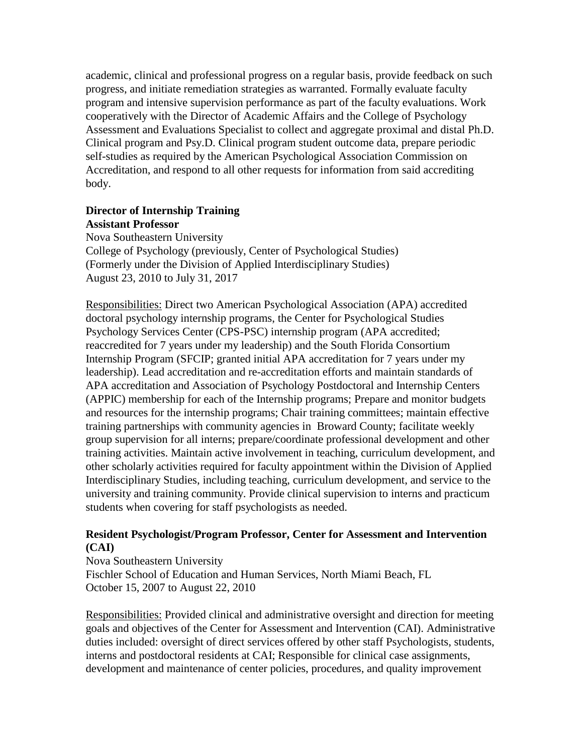academic, clinical and professional progress on a regular basis, provide feedback on such progress, and initiate remediation strategies as warranted. Formally evaluate faculty program and intensive supervision performance as part of the faculty evaluations. Work cooperatively with the Director of Academic Affairs and the College of Psychology Assessment and Evaluations Specialist to collect and aggregate proximal and distal Ph.D. Clinical program and Psy.D. Clinical program student outcome data, prepare periodic self-studies as required by the American Psychological Association Commission on Accreditation, and respond to all other requests for information from said accrediting body.

**Director of Internship Training**
**Assistant Professor**
Nova Southeastern University
College of Psychology (previously, Center of Psychological Studies)
(Formerly under the Division of Applied Interdisciplinary Studies)
August 23, 2010 to July 31, 2017

Responsibilities: Direct two American Psychological Association (APA) accredited doctoral psychology internship programs, the Center for Psychological Studies Psychology Services Center (CPS-PSC) internship program (APA accredited; reaccredited for 7 years under my leadership) and the South Florida Consortium Internship Program (SFCIP; granted initial APA accreditation for 7 years under my leadership). Lead accreditation and re-accreditation efforts and maintain standards of APA accreditation and Association of Psychology Postdoctoral and Internship Centers (APPIC) membership for each of the Internship programs; Prepare and monitor budgets and resources for the internship programs; Chair training committees; maintain effective training partnerships with community agencies in Broward County; facilitate weekly group supervision for all interns; prepare/coordinate professional development and other training activities. Maintain active involvement in teaching, curriculum development, and other scholarly activities required for faculty appointment within the Division of Applied Interdisciplinary Studies, including teaching, curriculum development, and service to the university and training community. Provide clinical supervision to interns and practicum students when covering for staff psychologists as needed.

**Resident Psychologist/Program Professor, Center for Assessment and Intervention (CAI)**
Nova Southeastern University
Fischler School of Education and Human Services, North Miami Beach, FL
October 15, 2007 to August 22, 2010

Responsibilities: Provided clinical and administrative oversight and direction for meeting goals and objectives of the Center for Assessment and Intervention (CAI). Administrative duties included: oversight of direct services offered by other staff Psychologists, students, interns and postdoctoral residents at CAI; Responsible for clinical case assignments, development and maintenance of center policies, procedures, and quality improvement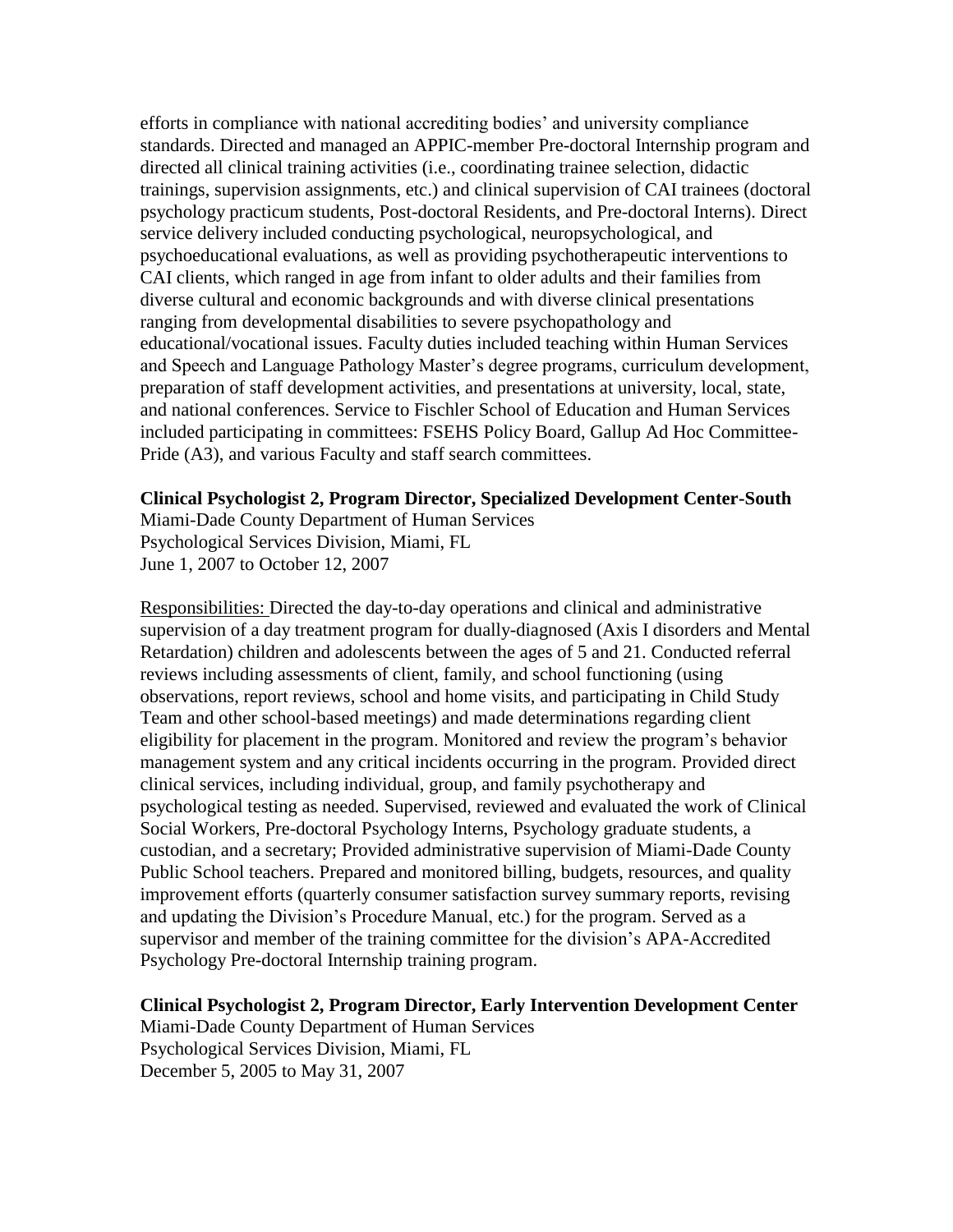efforts in compliance with national accrediting bodies' and university compliance standards. Directed and managed an APPIC-member Pre-doctoral Internship program and directed all clinical training activities (i.e., coordinating trainee selection, didactic trainings, supervision assignments, etc.) and clinical supervision of CAI trainees (doctoral psychology practicum students, Post-doctoral Residents, and Pre-doctoral Interns). Direct service delivery included conducting psychological, neuropsychological, and psychoeducational evaluations, as well as providing psychotherapeutic interventions to CAI clients, which ranged in age from infant to older adults and their families from diverse cultural and economic backgrounds and with diverse clinical presentations ranging from developmental disabilities to severe psychopathology and educational/vocational issues. Faculty duties included teaching within Human Services and Speech and Language Pathology Master's degree programs, curriculum development, preparation of staff development activities, and presentations at university, local, state, and national conferences. Service to Fischler School of Education and Human Services included participating in committees: FSEHS Policy Board, Gallup Ad Hoc Committee-Pride (A3), and various Faculty and staff search committees.

**Clinical Psychologist 2, Program Director, Specialized Development Center-South**
Miami-Dade County Department of Human Services
Psychological Services Division, Miami, FL
June 1, 2007 to October 12, 2007

Responsibilities: Directed the day-to-day operations and clinical and administrative supervision of a day treatment program for dually-diagnosed (Axis I disorders and Mental Retardation) children and adolescents between the ages of 5 and 21. Conducted referral reviews including assessments of client, family, and school functioning (using observations, report reviews, school and home visits, and participating in Child Study Team and other school-based meetings) and made determinations regarding client eligibility for placement in the program. Monitored and review the program's behavior management system and any critical incidents occurring in the program. Provided direct clinical services, including individual, group, and family psychotherapy and psychological testing as needed. Supervised, reviewed and evaluated the work of Clinical Social Workers, Pre-doctoral Psychology Interns, Psychology graduate students, a custodian, and a secretary; Provided administrative supervision of Miami-Dade County Public School teachers. Prepared and monitored billing, budgets, resources, and quality improvement efforts (quarterly consumer satisfaction survey summary reports, revising and updating the Division's Procedure Manual, etc.) for the program. Served as a supervisor and member of the training committee for the division's APA-Accredited Psychology Pre-doctoral Internship training program.

**Clinical Psychologist 2, Program Director, Early Intervention Development Center**
Miami-Dade County Department of Human Services
Psychological Services Division, Miami, FL
December 5, 2005 to May 31, 2007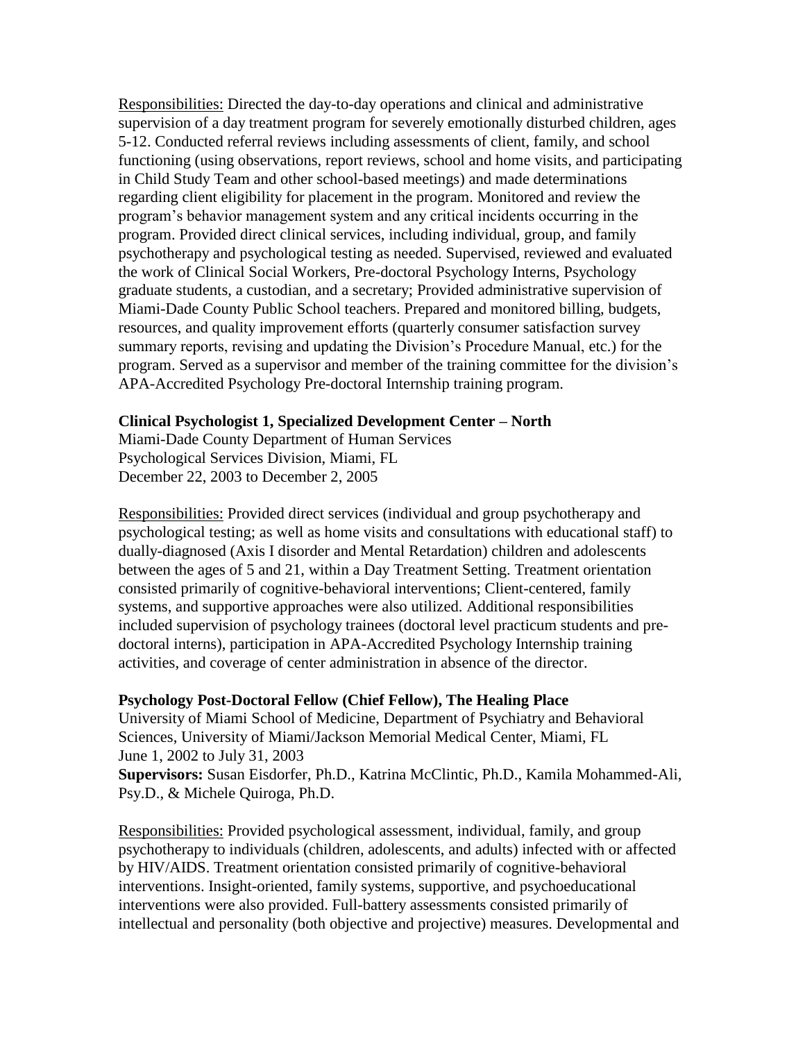<u>Responsibilities:</u> Directed the day-to-day operations and clinical and administrative supervision of a day treatment program for severely emotionally disturbed children, ages 5-12. Conducted referral reviews including assessments of client, family, and school functioning (using observations, report reviews, school and home visits, and participating in Child Study Team and other school-based meetings) and made determinations regarding client eligibility for placement in the program. Monitored and review the program's behavior management system and any critical incidents occurring in the program. Provided direct clinical services, including individual, group, and family psychotherapy and psychological testing as needed. Supervised, reviewed and evaluated the work of Clinical Social Workers, Pre-doctoral Psychology Interns, Psychology graduate students, a custodian, and a secretary; Provided administrative supervision of Miami-Dade County Public School teachers. Prepared and monitored billing, budgets, resources, and quality improvement efforts (quarterly consumer satisfaction survey summary reports, revising and updating the Division's Procedure Manual, etc.) for the program. Served as a supervisor and member of the training committee for the division's APA-Accredited Psychology Pre-doctoral Internship training program.

**Clinical Psychologist 1, Specialized Development Center – North**
Miami-Dade County Department of Human Services
Psychological Services Division, Miami, FL
December 22, 2003 to December 2, 2005

<u>Responsibilities:</u> Provided direct services (individual and group psychotherapy and psychological testing; as well as home visits and consultations with educational staff) to dually-diagnosed (Axis I disorder and Mental Retardation) children and adolescents between the ages of 5 and 21, within a Day Treatment Setting. Treatment orientation consisted primarily of cognitive-behavioral interventions; Client-centered, family systems, and supportive approaches were also utilized. Additional responsibilities included supervision of psychology trainees (doctoral level practicum students and pre-doctoral interns), participation in APA-Accredited Psychology Internship training activities, and coverage of center administration in absence of the director.

**Psychology Post-Doctoral Fellow (Chief Fellow), The Healing Place**
University of Miami School of Medicine, Department of Psychiatry and Behavioral Sciences, University of Miami/Jackson Memorial Medical Center, Miami, FL
June 1, 2002 to July 31, 2003
**Supervisors:** Susan Eisdorfer, Ph.D., Katrina McClintic, Ph.D., Kamila Mohammed-Ali, Psy.D., & Michele Quiroga, Ph.D.

<u>Responsibilities:</u> Provided psychological assessment, individual, family, and group psychotherapy to individuals (children, adolescents, and adults) infected with or affected by HIV/AIDS. Treatment orientation consisted primarily of cognitive-behavioral interventions. Insight-oriented, family systems, supportive, and psychoeducational interventions were also provided. Full-battery assessments consisted primarily of intellectual and personality (both objective and projective) measures. Developmental and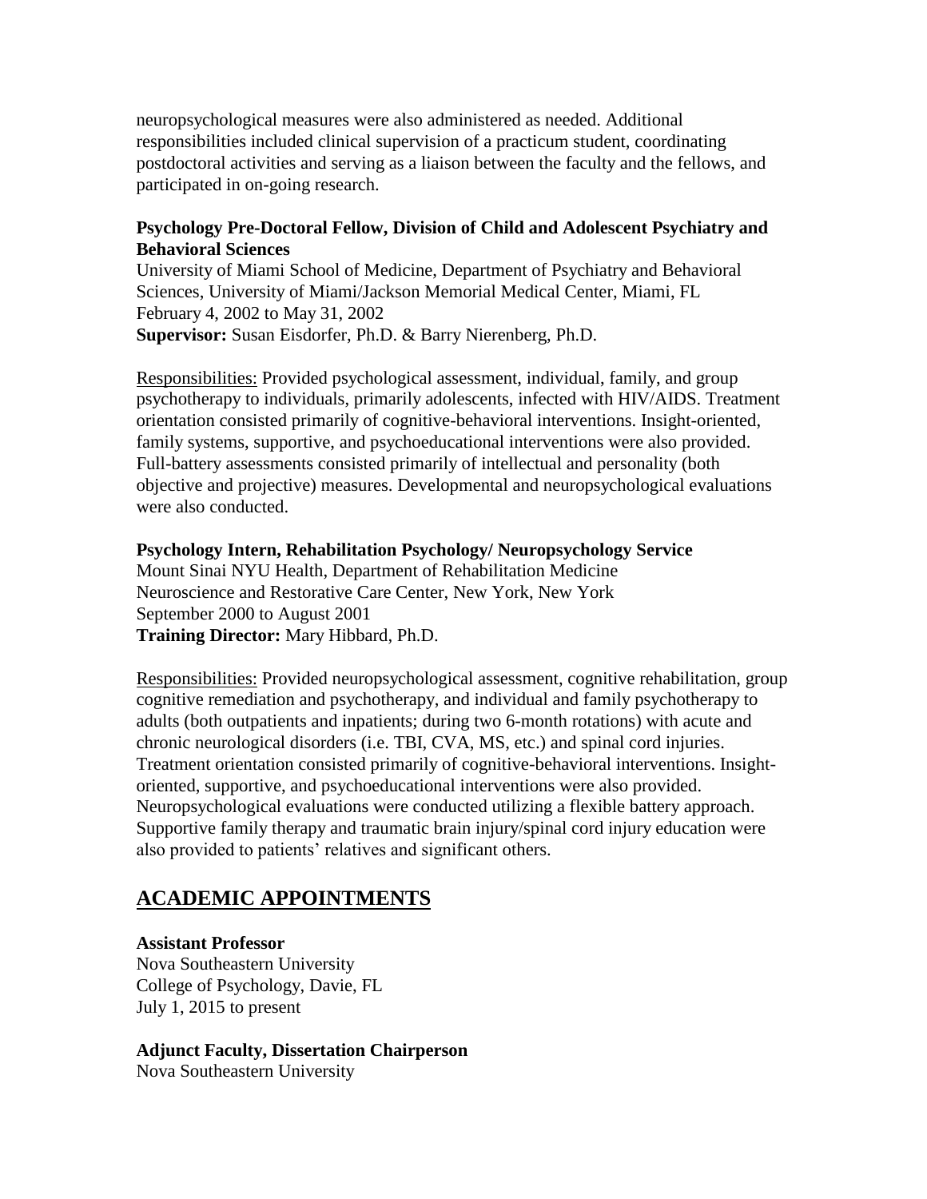neuropsychological measures were also administered as needed. Additional responsibilities included clinical supervision of a practicum student, coordinating postdoctoral activities and serving as a liaison between the faculty and the fellows, and participated in on-going research.

**Psychology Pre-Doctoral Fellow, Division of Child and Adolescent Psychiatry and Behavioral Sciences**
University of Miami School of Medicine, Department of Psychiatry and Behavioral Sciences, University of Miami/Jackson Memorial Medical Center, Miami, FL
February 4, 2002 to May 31, 2002
**Supervisor:** Susan Eisdorfer, Ph.D. & Barry Nierenberg, Ph.D.

<u>Responsibilities:</u> Provided psychological assessment, individual, family, and group psychotherapy to individuals, primarily adolescents, infected with HIV/AIDS. Treatment orientation consisted primarily of cognitive-behavioral interventions. Insight-oriented, family systems, supportive, and psychoeducational interventions were also provided. Full-battery assessments consisted primarily of intellectual and personality (both objective and projective) measures. Developmental and neuropsychological evaluations were also conducted.

**Psychology Intern, Rehabilitation Psychology/ Neuropsychology Service**
Mount Sinai NYU Health, Department of Rehabilitation Medicine
Neuroscience and Restorative Care Center, New York, New York
September 2000 to August 2001
**Training Director:** Mary Hibbard, Ph.D.

<u>Responsibilities:</u> Provided neuropsychological assessment, cognitive rehabilitation, group cognitive remediation and psychotherapy, and individual and family psychotherapy to adults (both outpatients and inpatients; during two 6-month rotations) with acute and chronic neurological disorders (i.e. TBI, CVA, MS, etc.) and spinal cord injuries. Treatment orientation consisted primarily of cognitive-behavioral interventions. Insight-oriented, supportive, and psychoeducational interventions were also provided. Neuropsychological evaluations were conducted utilizing a flexible battery approach. Supportive family therapy and traumatic brain injury/spinal cord injury education were also provided to patients' relatives and significant others.

## ACADEMIC APPOINTMENTS

**Assistant Professor**
Nova Southeastern University
College of Psychology, Davie, FL
July 1, 2015 to present

**Adjunct Faculty, Dissertation Chairperson**
Nova Southeastern University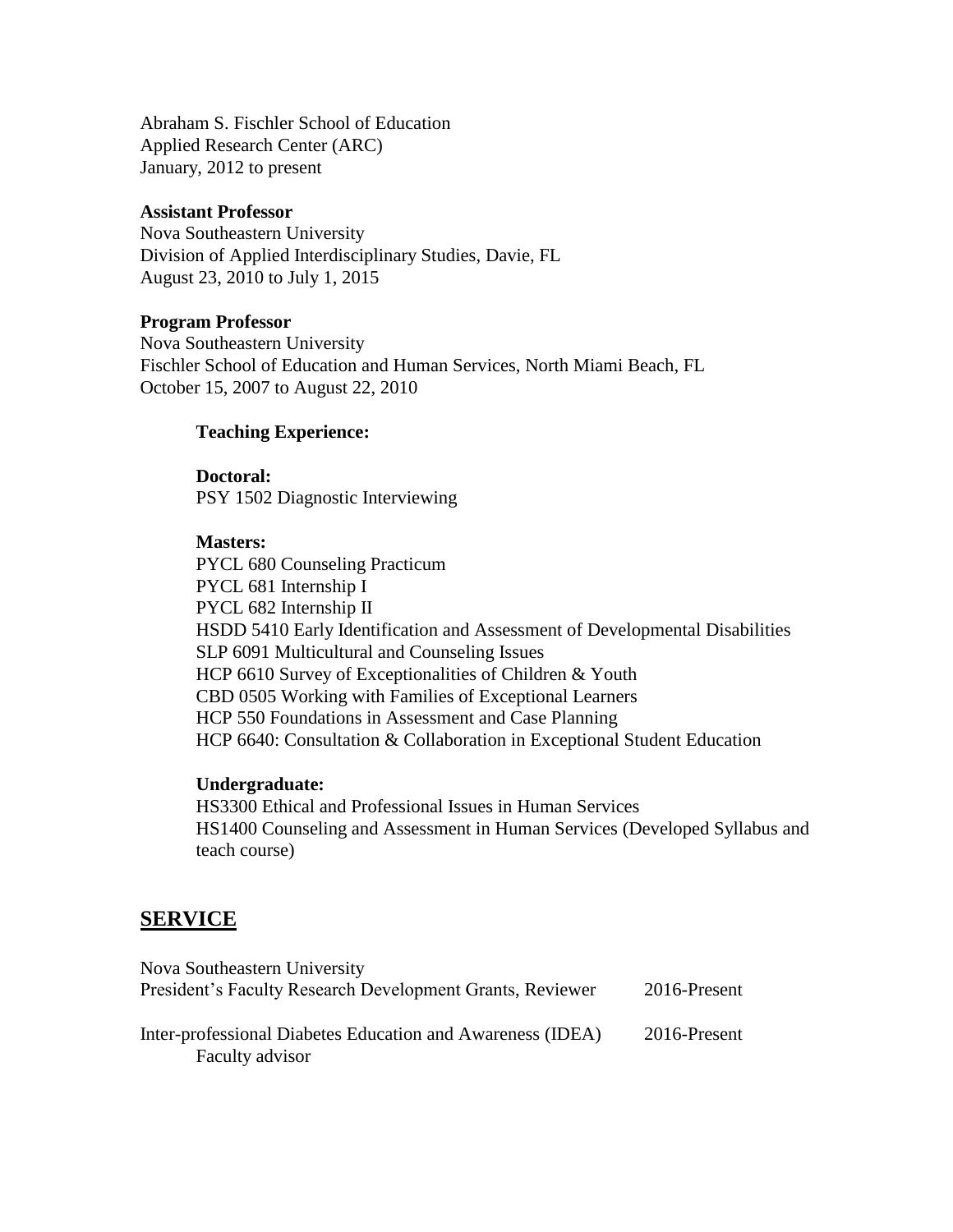Abraham S. Fischler School of Education
Applied Research Center (ARC)
January, 2012 to present

**Assistant Professor**
Nova Southeastern University
Division of Applied Interdisciplinary Studies, Davie, FL
August 23, 2010 to July 1, 2015

**Program Professor**
Nova Southeastern University
Fischler School of Education and Human Services, North Miami Beach, FL
October 15, 2007 to August 22, 2010

**Teaching Experience:**

**Doctoral:**
PSY 1502 Diagnostic Interviewing

**Masters:**
PYCL 680 Counseling Practicum
PYCL 681 Internship I
PYCL 682 Internship II
HSDD 5410 Early Identification and Assessment of Developmental Disabilities
SLP 6091 Multicultural and Counseling Issues
HCP 6610 Survey of Exceptionalities of Children & Youth
CBD 0505 Working with Families of Exceptional Learners
HCP 550 Foundations in Assessment and Case Planning
HCP 6640: Consultation & Collaboration in Exceptional Student Education

**Undergraduate:**
HS3300 Ethical and Professional Issues in Human Services
HS1400 Counseling and Assessment in Human Services (Developed Syllabus and teach course)

## SERVICE

Nova Southeastern University
President's Faculty Research Development Grants, Reviewer 2016-Present

Inter-professional Diabetes Education and Awareness (IDEA) 2016-Present
Faculty advisor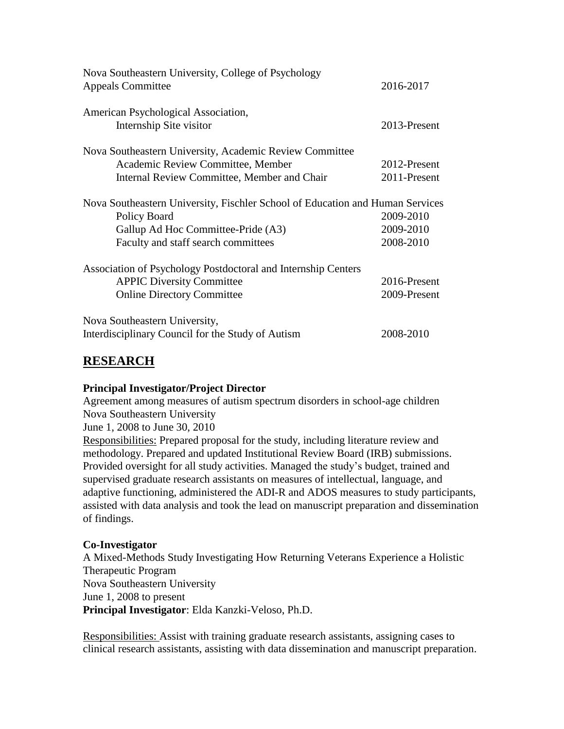Nova Southeastern University, College of Psychology
Appeals Committee 2016-2017

American Psychological Association,
    Internship Site visitor 2013-Present

Nova Southeastern University, Academic Review Committee
    Academic Review Committee, Member 2012-Present
    Internal Review Committee, Member and Chair 2011-Present

Nova Southeastern University, Fischler School of Education and Human Services
    Policy Board 2009-2010
    Gallup Ad Hoc Committee-Pride (A3) 2009-2010
    Faculty and staff search committees 2008-2010

Association of Psychology Postdoctoral and Internship Centers
    APPIC Diversity Committee 2016-Present
    Online Directory Committee 2009-Present

Nova Southeastern University,
Interdisciplinary Council for the Study of Autism 2008-2010

## RESEARCH

**Principal Investigator/Project Director**
Agreement among measures of autism spectrum disorders in school-age children
Nova Southeastern University
June 1, 2008 to June 30, 2010
Responsibilities: Prepared proposal for the study, including literature review and methodology. Prepared and updated Institutional Review Board (IRB) submissions. Provided oversight for all study activities. Managed the study's budget, trained and supervised graduate research assistants on measures of intellectual, language, and adaptive functioning, administered the ADI-R and ADOS measures to study participants, assisted with data analysis and took the lead on manuscript preparation and dissemination of findings.

**Co-Investigator**
A Mixed-Methods Study Investigating How Returning Veterans Experience a Holistic Therapeutic Program
Nova Southeastern University
June 1, 2008 to present
**Principal Investigator**: Elda Kanzki-Veloso, Ph.D.

Responsibilities: Assist with training graduate research assistants, assigning cases to clinical research assistants, assisting with data dissemination and manuscript preparation.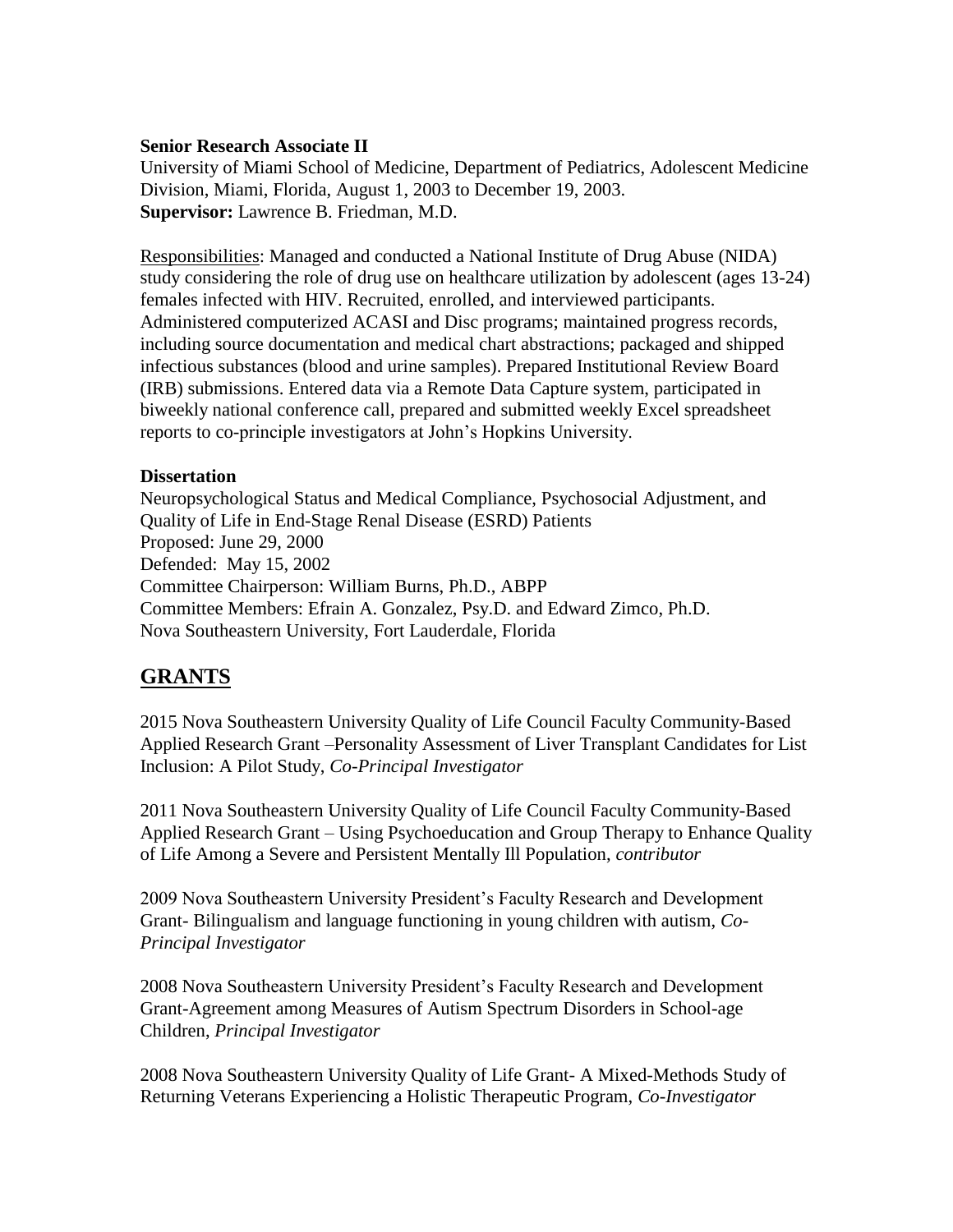**Senior Research Associate II**
University of Miami School of Medicine, Department of Pediatrics, Adolescent Medicine Division, Miami, Florida, August 1, 2003 to December 19, 2003.
**Supervisor:** Lawrence B. Friedman, M.D.

<u>Responsibilities</u>: Managed and conducted a National Institute of Drug Abuse (NIDA) study considering the role of drug use on healthcare utilization by adolescent (ages 13-24) females infected with HIV. Recruited, enrolled, and interviewed participants. Administered computerized ACASI and Disc programs; maintained progress records, including source documentation and medical chart abstractions; packaged and shipped infectious substances (blood and urine samples). Prepared Institutional Review Board (IRB) submissions. Entered data via a Remote Data Capture system, participated in biweekly national conference call, prepared and submitted weekly Excel spreadsheet reports to co-principle investigators at John's Hopkins University.

**Dissertation**
Neuropsychological Status and Medical Compliance, Psychosocial Adjustment, and Quality of Life in End-Stage Renal Disease (ESRD) Patients
Proposed: June 29, 2000
Defended: May 15, 2002
Committee Chairperson: William Burns, Ph.D., ABPP
Committee Members: Efrain A. Gonzalez, Psy.D. and Edward Zimco, Ph.D.
Nova Southeastern University, Fort Lauderdale, Florida

## GRANTS

2015 Nova Southeastern University Quality of Life Council Faculty Community-Based Applied Research Grant –Personality Assessment of Liver Transplant Candidates for List Inclusion: A Pilot Study, *Co-Principal Investigator*

2011 Nova Southeastern University Quality of Life Council Faculty Community-Based Applied Research Grant – Using Psychoeducation and Group Therapy to Enhance Quality of Life Among a Severe and Persistent Mentally Ill Population, *contributor*

2009 Nova Southeastern University President's Faculty Research and Development Grant- Bilingualism and language functioning in young children with autism, *Co-Principal Investigator*

2008 Nova Southeastern University President's Faculty Research and Development Grant-Agreement among Measures of Autism Spectrum Disorders in School-age Children, *Principal Investigator*

2008 Nova Southeastern University Quality of Life Grant- A Mixed-Methods Study of Returning Veterans Experiencing a Holistic Therapeutic Program, *Co-Investigator*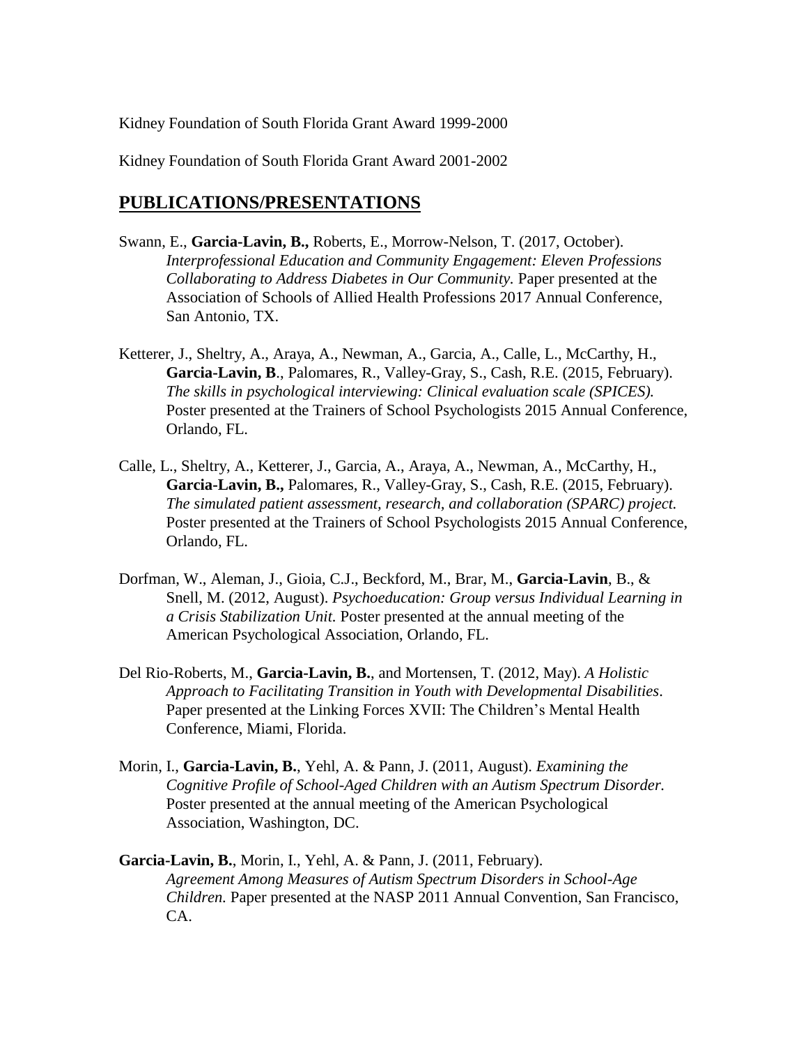Kidney Foundation of South Florida Grant Award 1999-2000

Kidney Foundation of South Florida Grant Award 2001-2002

## PUBLICATIONS/PRESENTATIONS

Swann, E., **Garcia-Lavin, B.,** Roberts, E., Morrow-Nelson, T. (2017, October). *Interprofessional Education and Community Engagement: Eleven Professions Collaborating to Address Diabetes in Our Community.* Paper presented at the Association of Schools of Allied Health Professions 2017 Annual Conference, San Antonio, TX.

Ketterer, J., Sheltry, A., Araya, A., Newman, A., Garcia, A., Calle, L., McCarthy, H., **Garcia-Lavin, B**., Palomares, R., Valley-Gray, S., Cash, R.E. (2015, February). *The skills in psychological interviewing: Clinical evaluation scale (SPICES).* Poster presented at the Trainers of School Psychologists 2015 Annual Conference, Orlando, FL.

Calle, L., Sheltry, A., Ketterer, J., Garcia, A., Araya, A., Newman, A., McCarthy, H., **Garcia-Lavin, B.,** Palomares, R., Valley-Gray, S., Cash, R.E. (2015, February). *The simulated patient assessment, research, and collaboration (SPARC) project.* Poster presented at the Trainers of School Psychologists 2015 Annual Conference, Orlando, FL.

Dorfman, W., Aleman, J., Gioia, C.J., Beckford, M., Brar, M., **Garcia-Lavin**, B., & Snell, M. (2012, August). *Psychoeducation: Group versus Individual Learning in a Crisis Stabilization Unit.* Poster presented at the annual meeting of the American Psychological Association, Orlando, FL.

Del Rio-Roberts, M., **Garcia-Lavin, B.**, and Mortensen, T. (2012, May). *A Holistic Approach to Facilitating Transition in Youth with Developmental Disabilities*. Paper presented at the Linking Forces XVII: The Children's Mental Health Conference, Miami, Florida.

Morin, I., **Garcia-Lavin, B.**, Yehl, A. & Pann, J. (2011, August). *Examining the Cognitive Profile of School-Aged Children with an Autism Spectrum Disorder.* Poster presented at the annual meeting of the American Psychological Association, Washington, DC.

**Garcia-Lavin, B.**, Morin, I., Yehl, A. & Pann, J. (2011, February). *Agreement Among Measures of Autism Spectrum Disorders in School-Age Children.* Paper presented at the NASP 2011 Annual Convention, San Francisco, CA.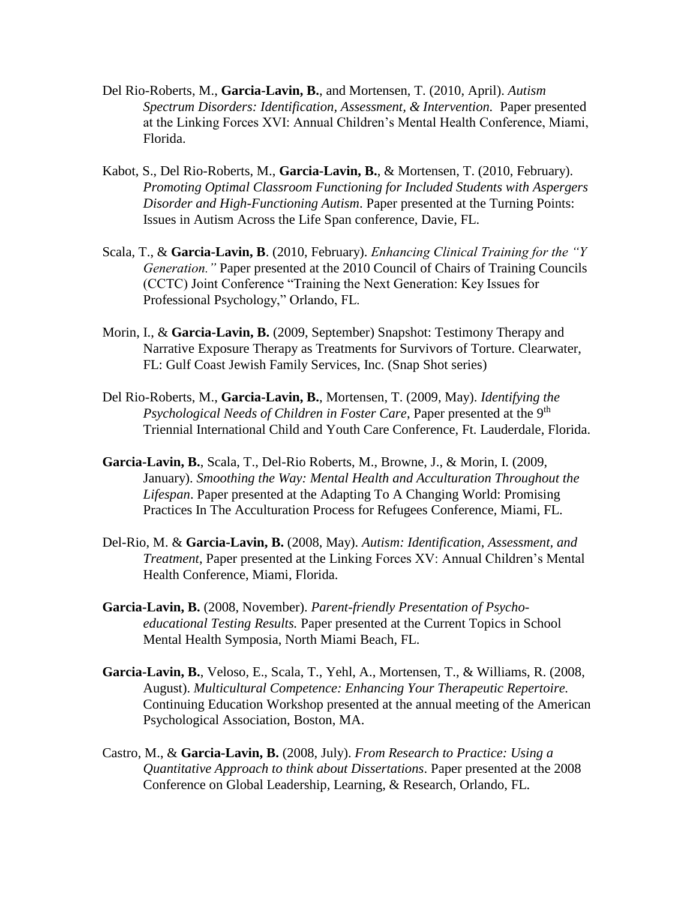Del Rio-Roberts, M., **Garcia-Lavin, B.**, and Mortensen, T. (2010, April). *Autism Spectrum Disorders: Identification, Assessment, & Intervention.* Paper presented at the Linking Forces XVI: Annual Children's Mental Health Conference, Miami, Florida.

Kabot, S., Del Rio-Roberts, M., **Garcia-Lavin, B.**, & Mortensen, T. (2010, February). *Promoting Optimal Classroom Functioning for Included Students with Aspergers Disorder and High-Functioning Autism*. Paper presented at the Turning Points: Issues in Autism Across the Life Span conference, Davie, FL.

Scala, T., & **Garcia-Lavin, B**. (2010, February). *Enhancing Clinical Training for the "Y Generation."* Paper presented at the 2010 Council of Chairs of Training Councils (CCTC) Joint Conference "Training the Next Generation: Key Issues for Professional Psychology," Orlando, FL.

Morin, I., & **Garcia-Lavin, B.** (2009, September) Snapshot: Testimony Therapy and Narrative Exposure Therapy as Treatments for Survivors of Torture. Clearwater, FL: Gulf Coast Jewish Family Services, Inc. (Snap Shot series)

Del Rio-Roberts, M., **Garcia-Lavin, B.**, Mortensen, T. (2009, May). *Identifying the Psychological Needs of Children in Foster Care*, Paper presented at the 9th Triennial International Child and Youth Care Conference, Ft. Lauderdale, Florida.

**Garcia-Lavin, B.**, Scala, T., Del-Rio Roberts, M., Browne, J., & Morin, I. (2009, January). *Smoothing the Way: Mental Health and Acculturation Throughout the Lifespan*. Paper presented at the Adapting To A Changing World: Promising Practices In The Acculturation Process for Refugees Conference, Miami, FL.

Del-Rio, M. & **Garcia-Lavin, B.** (2008, May). *Autism: Identification, Assessment, and Treatment*, Paper presented at the Linking Forces XV: Annual Children's Mental Health Conference, Miami, Florida.

**Garcia-Lavin, B.** (2008, November). *Parent-friendly Presentation of Psycho-educational Testing Results.* Paper presented at the Current Topics in School Mental Health Symposia, North Miami Beach, FL.

**Garcia-Lavin, B.**, Veloso, E., Scala, T., Yehl, A., Mortensen, T., & Williams, R. (2008, August). *Multicultural Competence: Enhancing Your Therapeutic Repertoire.* Continuing Education Workshop presented at the annual meeting of the American Psychological Association, Boston, MA.

Castro, M., & **Garcia-Lavin, B.** (2008, July). *From Research to Practice: Using a Quantitative Approach to think about Dissertations*. Paper presented at the 2008 Conference on Global Leadership, Learning, & Research, Orlando, FL.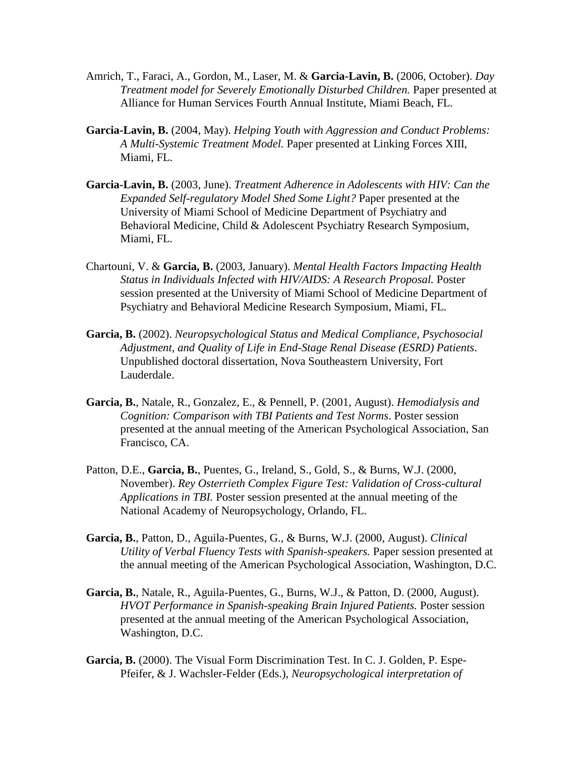Amrich, T., Faraci, A., Gordon, M., Laser, M. & **Garcia-Lavin, B.** (2006, October). *Day Treatment model for Severely Emotionally Disturbed Children.* Paper presented at Alliance for Human Services Fourth Annual Institute, Miami Beach, FL.

**Garcia-Lavin, B.** (2004, May). *Helping Youth with Aggression and Conduct Problems: A Multi-Systemic Treatment Model.* Paper presented at Linking Forces XIII, Miami, FL.

**Garcia-Lavin, B.** (2003, June). *Treatment Adherence in Adolescents with HIV: Can the Expanded Self-regulatory Model Shed Some Light?* Paper presented at the University of Miami School of Medicine Department of Psychiatry and Behavioral Medicine, Child & Adolescent Psychiatry Research Symposium, Miami, FL.

Chartouni, V. & **Garcia, B.** (2003, January). *Mental Health Factors Impacting Health Status in Individuals Infected with HIV/AIDS: A Research Proposal.* Poster session presented at the University of Miami School of Medicine Department of Psychiatry and Behavioral Medicine Research Symposium, Miami, FL.

**Garcia, B.** (2002). *Neuropsychological Status and Medical Compliance, Psychosocial Adjustment, and Quality of Life in End-Stage Renal Disease (ESRD) Patients*. Unpublished doctoral dissertation, Nova Southeastern University, Fort Lauderdale.

**Garcia, B.**, Natale, R., Gonzalez, E., & Pennell, P. (2001, August). *Hemodialysis and Cognition: Comparison with TBI Patients and Test Norms*. Poster session presented at the annual meeting of the American Psychological Association, San Francisco, CA.

Patton, D.E., **Garcia, B.**, Puentes, G., Ireland, S., Gold, S., & Burns, W.J. (2000, November). *Rey Osterrieth Complex Figure Test: Validation of Cross-cultural Applications in TBI.* Poster session presented at the annual meeting of the National Academy of Neuropsychology, Orlando, FL.

**Garcia, B.**, Patton, D., Aguila-Puentes, G., & Burns, W.J. (2000, August). *Clinical Utility of Verbal Fluency Tests with Spanish-speakers.* Paper session presented at the annual meeting of the American Psychological Association, Washington, D.C.

**Garcia, B.**, Natale, R., Aguila-Puentes, G., Burns, W.J., & Patton, D. (2000, August). *HVOT Performance in Spanish-speaking Brain Injured Patients.* Poster session presented at the annual meeting of the American Psychological Association, Washington, D.C.

**Garcia, B.** (2000). The Visual Form Discrimination Test. In C. J. Golden, P. Espe-Pfeifer, & J. Wachsler-Felder (Eds.), *Neuropsychological interpretation of*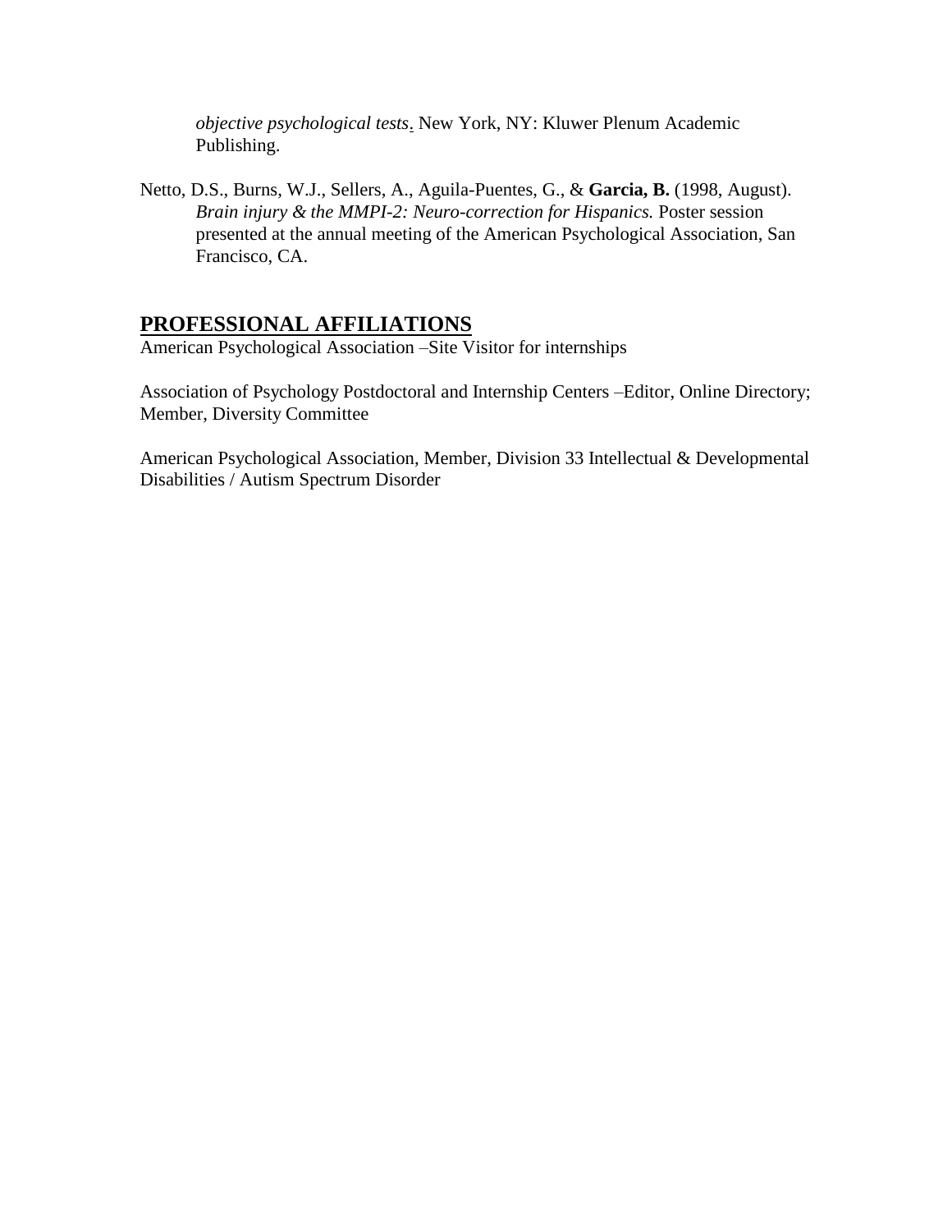*objective psychological tests*. New York, NY: Kluwer Plenum Academic Publishing.

Netto, D.S., Burns, W.J., Sellers, A., Aguila-Puentes, G., & **Garcia, B.** (1998, August). *Brain injury & the MMPI-2: Neuro-correction for Hispanics.* Poster session presented at the annual meeting of the American Psychological Association, San Francisco, CA.

## PROFESSIONAL AFFILIATIONS

American Psychological Association –Site Visitor for internships

Association of Psychology Postdoctoral and Internship Centers –Editor, Online Directory; Member, Diversity Committee

American Psychological Association, Member, Division 33 Intellectual & Developmental Disabilities / Autism Spectrum Disorder